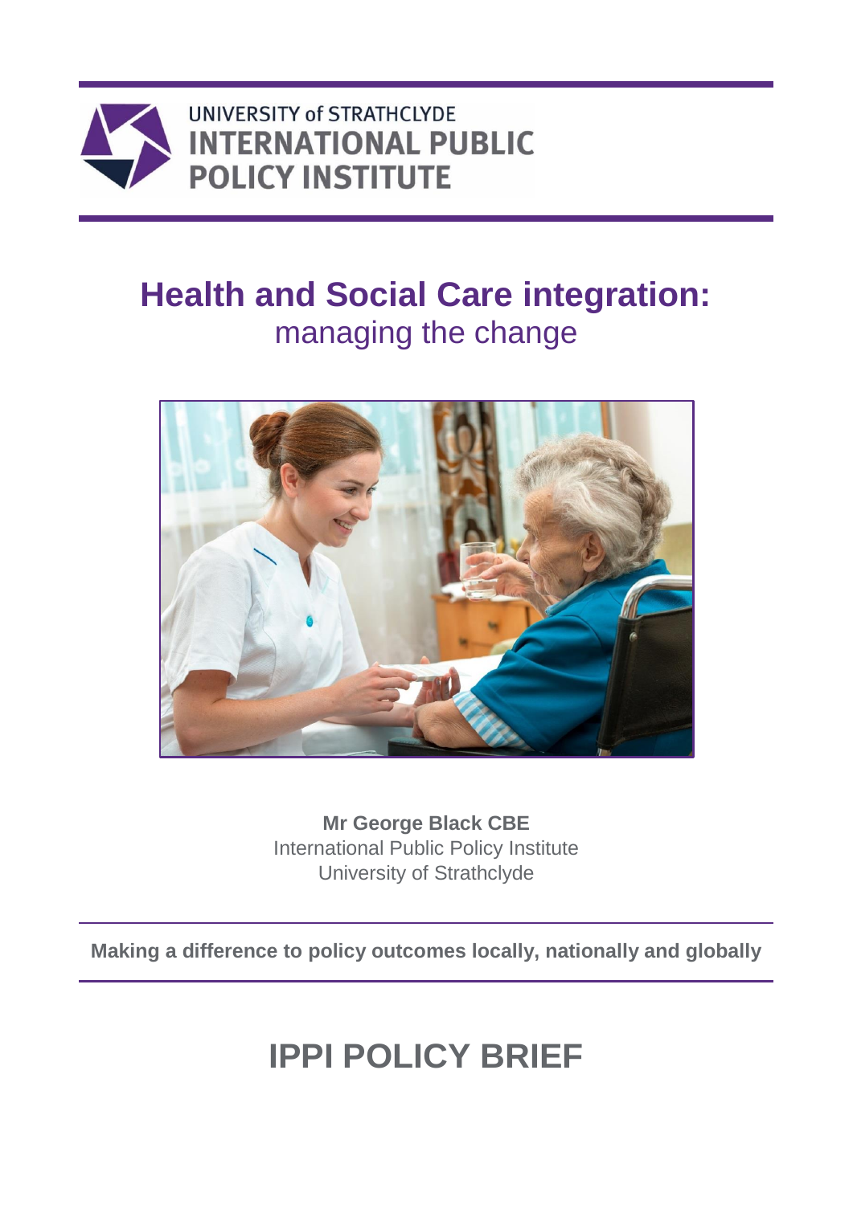UNIVERSITY of STRATHCLYDE
INTERNATIONAL PUBLIC POLICY INSTITUTE

# Health and Social Care integration:

## managing the change

**Mr George Black CBE**
International Public Policy Institute
University of Strathclyde

**Making a difference to policy outcomes locally, nationally and globally**

# IPPI POLICY BRIEF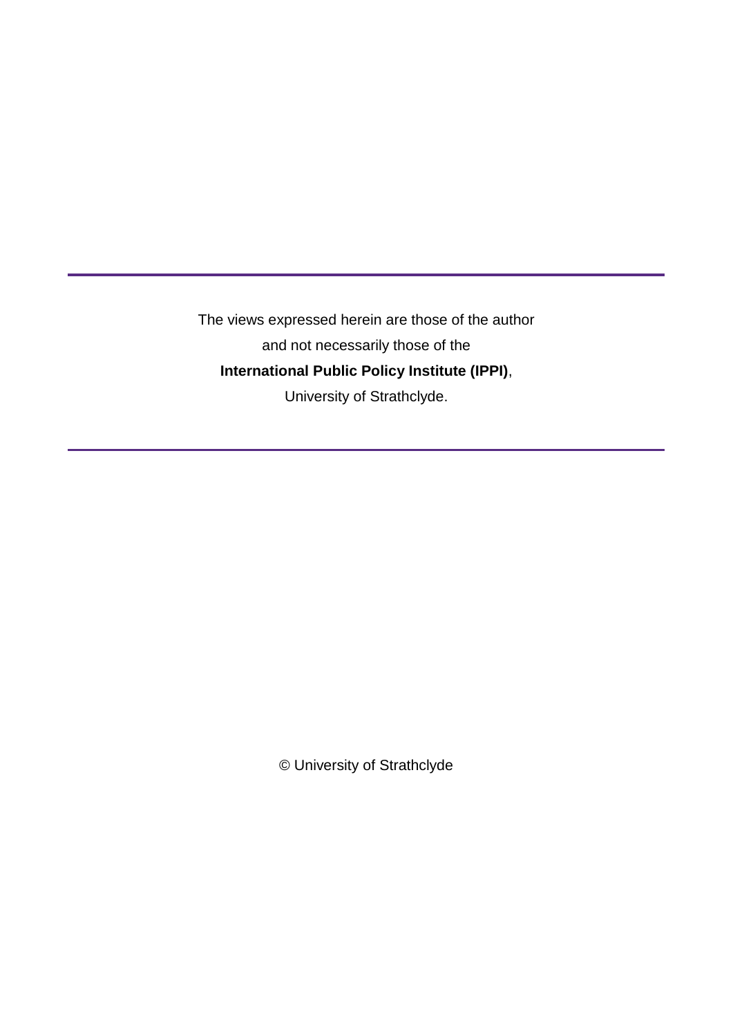---

The views expressed herein are those of the author
and not necessarily those of the
**International Public Policy Institute (IPPI)**,
University of Strathclyde.

---

© University of Strathclyde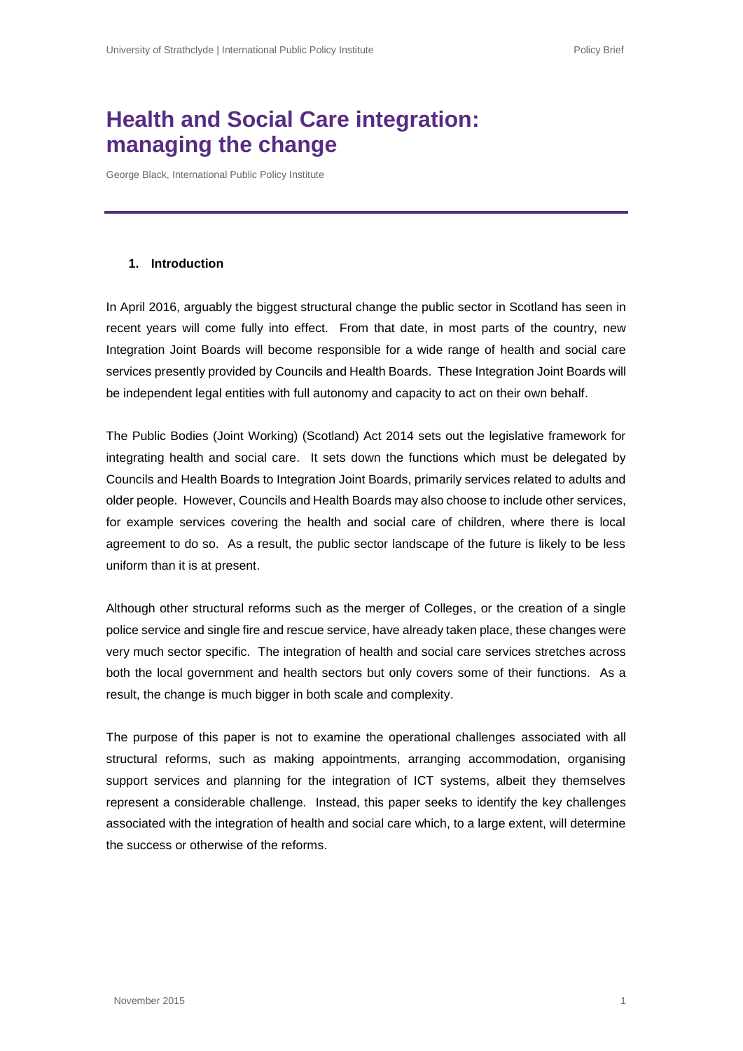# Health and Social Care integration: managing the change

George Black, International Public Policy Institute

## 1. Introduction

In April 2016, arguably the biggest structural change the public sector in Scotland has seen in recent years will come fully into effect. From that date, in most parts of the country, new Integration Joint Boards will become responsible for a wide range of health and social care services presently provided by Councils and Health Boards. These Integration Joint Boards will be independent legal entities with full autonomy and capacity to act on their own behalf.

The Public Bodies (Joint Working) (Scotland) Act 2014 sets out the legislative framework for integrating health and social care. It sets down the functions which must be delegated by Councils and Health Boards to Integration Joint Boards, primarily services related to adults and older people. However, Councils and Health Boards may also choose to include other services, for example services covering the health and social care of children, where there is local agreement to do so. As a result, the public sector landscape of the future is likely to be less uniform than it is at present.

Although other structural reforms such as the merger of Colleges, or the creation of a single police service and single fire and rescue service, have already taken place, these changes were very much sector specific. The integration of health and social care services stretches across both the local government and health sectors but only covers some of their functions. As a result, the change is much bigger in both scale and complexity.

The purpose of this paper is not to examine the operational challenges associated with all structural reforms, such as making appointments, arranging accommodation, organising support services and planning for the integration of ICT systems, albeit they themselves represent a considerable challenge. Instead, this paper seeks to identify the key challenges associated with the integration of health and social care which, to a large extent, will determine the success or otherwise of the reforms.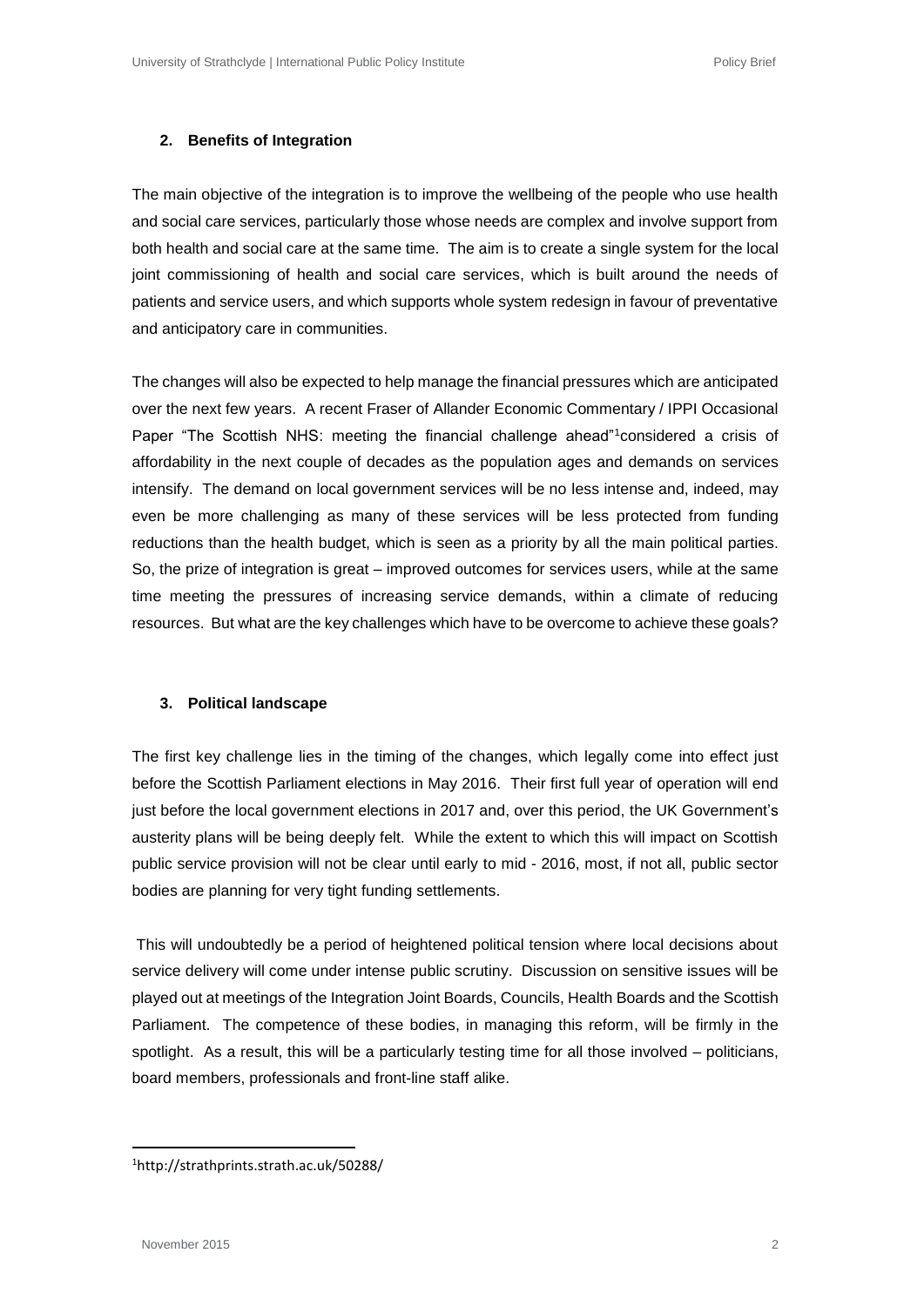## 2. Benefits of Integration

The main objective of the integration is to improve the wellbeing of the people who use health and social care services, particularly those whose needs are complex and involve support from both health and social care at the same time. The aim is to create a single system for the local joint commissioning of health and social care services, which is built around the needs of patients and service users, and which supports whole system redesign in favour of preventative and anticipatory care in communities.

The changes will also be expected to help manage the financial pressures which are anticipated over the next few years. A recent Fraser of Allander Economic Commentary / IPPI Occasional Paper "The Scottish NHS: meeting the financial challenge ahead"[1]considered a crisis of affordability in the next couple of decades as the population ages and demands on services intensify. The demand on local government services will be no less intense and, indeed, may even be more challenging as many of these services will be less protected from funding reductions than the health budget, which is seen as a priority by all the main political parties. So, the prize of integration is great – improved outcomes for services users, while at the same time meeting the pressures of increasing service demands, within a climate of reducing resources. But what are the key challenges which have to be overcome to achieve these goals?

## 3. Political landscape

The first key challenge lies in the timing of the changes, which legally come into effect just before the Scottish Parliament elections in May 2016. Their first full year of operation will end just before the local government elections in 2017 and, over this period, the UK Government's austerity plans will be being deeply felt. While the extent to which this will impact on Scottish public service provision will not be clear until early to mid - 2016, most, if not all, public sector bodies are planning for very tight funding settlements.

This will undoubtedly be a period of heightened political tension where local decisions about service delivery will come under intense public scrutiny. Discussion on sensitive issues will be played out at meetings of the Integration Joint Boards, Councils, Health Boards and the Scottish Parliament. The competence of these bodies, in managing this reform, will be firmly in the spotlight. As a result, this will be a particularly testing time for all those involved – politicians, board members, professionals and front-line staff alike.

[1]http://strathprints.strath.ac.uk/50288/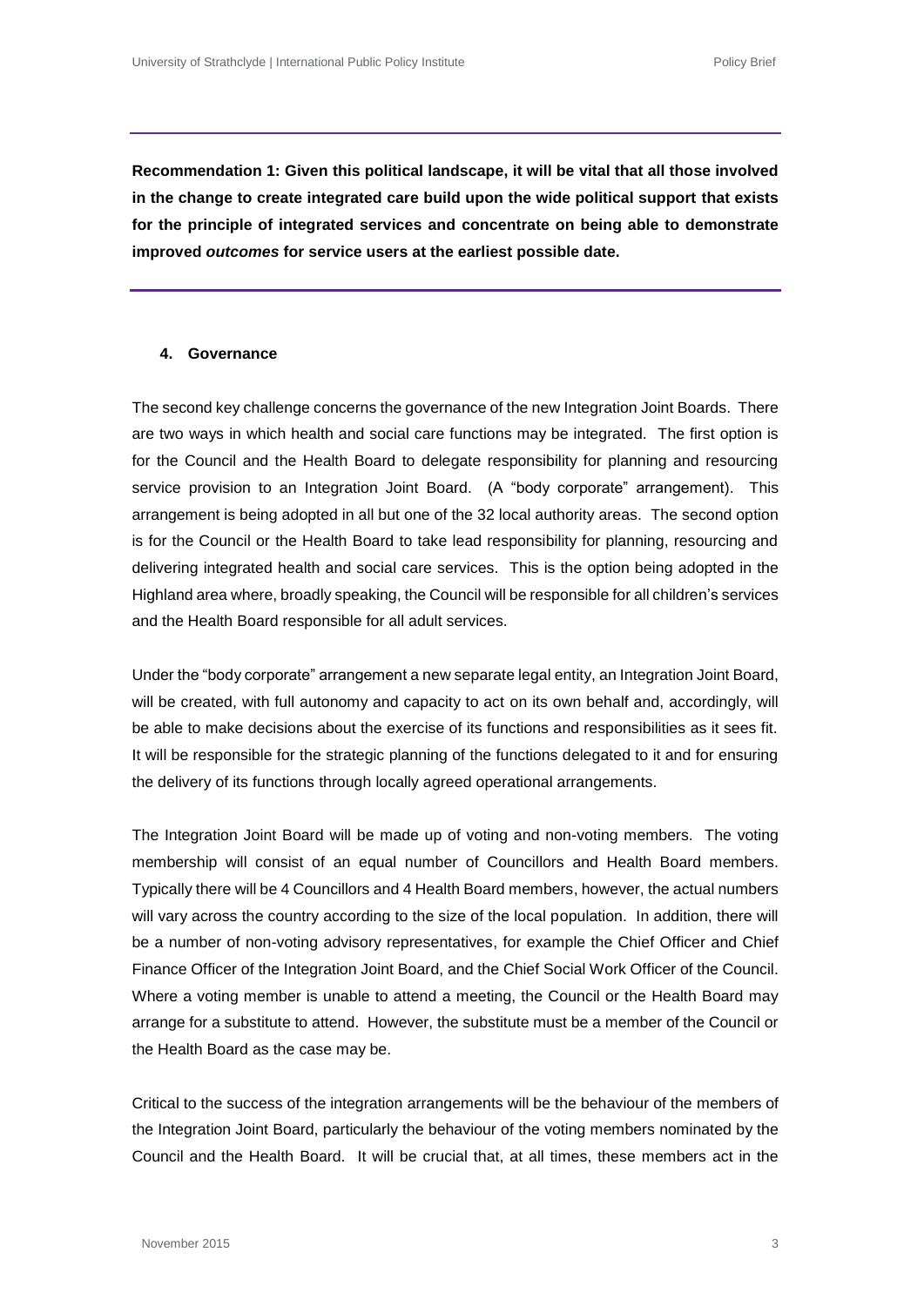**Recommendation 1: Given this political landscape, it will be vital that all those involved in the change to create integrated care build upon the wide political support that exists for the principle of integrated services and concentrate on being able to demonstrate improved *outcomes* for service users at the earliest possible date.**

## 4. Governance

The second key challenge concerns the governance of the new Integration Joint Boards. There are two ways in which health and social care functions may be integrated. The first option is for the Council and the Health Board to delegate responsibility for planning and resourcing service provision to an Integration Joint Board. (A "body corporate" arrangement). This arrangement is being adopted in all but one of the 32 local authority areas. The second option is for the Council or the Health Board to take lead responsibility for planning, resourcing and delivering integrated health and social care services. This is the option being adopted in the Highland area where, broadly speaking, the Council will be responsible for all children's services and the Health Board responsible for all adult services.

Under the "body corporate" arrangement a new separate legal entity, an Integration Joint Board, will be created, with full autonomy and capacity to act on its own behalf and, accordingly, will be able to make decisions about the exercise of its functions and responsibilities as it sees fit. It will be responsible for the strategic planning of the functions delegated to it and for ensuring the delivery of its functions through locally agreed operational arrangements.

The Integration Joint Board will be made up of voting and non-voting members. The voting membership will consist of an equal number of Councillors and Health Board members. Typically there will be 4 Councillors and 4 Health Board members, however, the actual numbers will vary across the country according to the size of the local population. In addition, there will be a number of non-voting advisory representatives, for example the Chief Officer and Chief Finance Officer of the Integration Joint Board, and the Chief Social Work Officer of the Council. Where a voting member is unable to attend a meeting, the Council or the Health Board may arrange for a substitute to attend. However, the substitute must be a member of the Council or the Health Board as the case may be.

Critical to the success of the integration arrangements will be the behaviour of the members of the Integration Joint Board, particularly the behaviour of the voting members nominated by the Council and the Health Board. It will be crucial that, at all times, these members act in the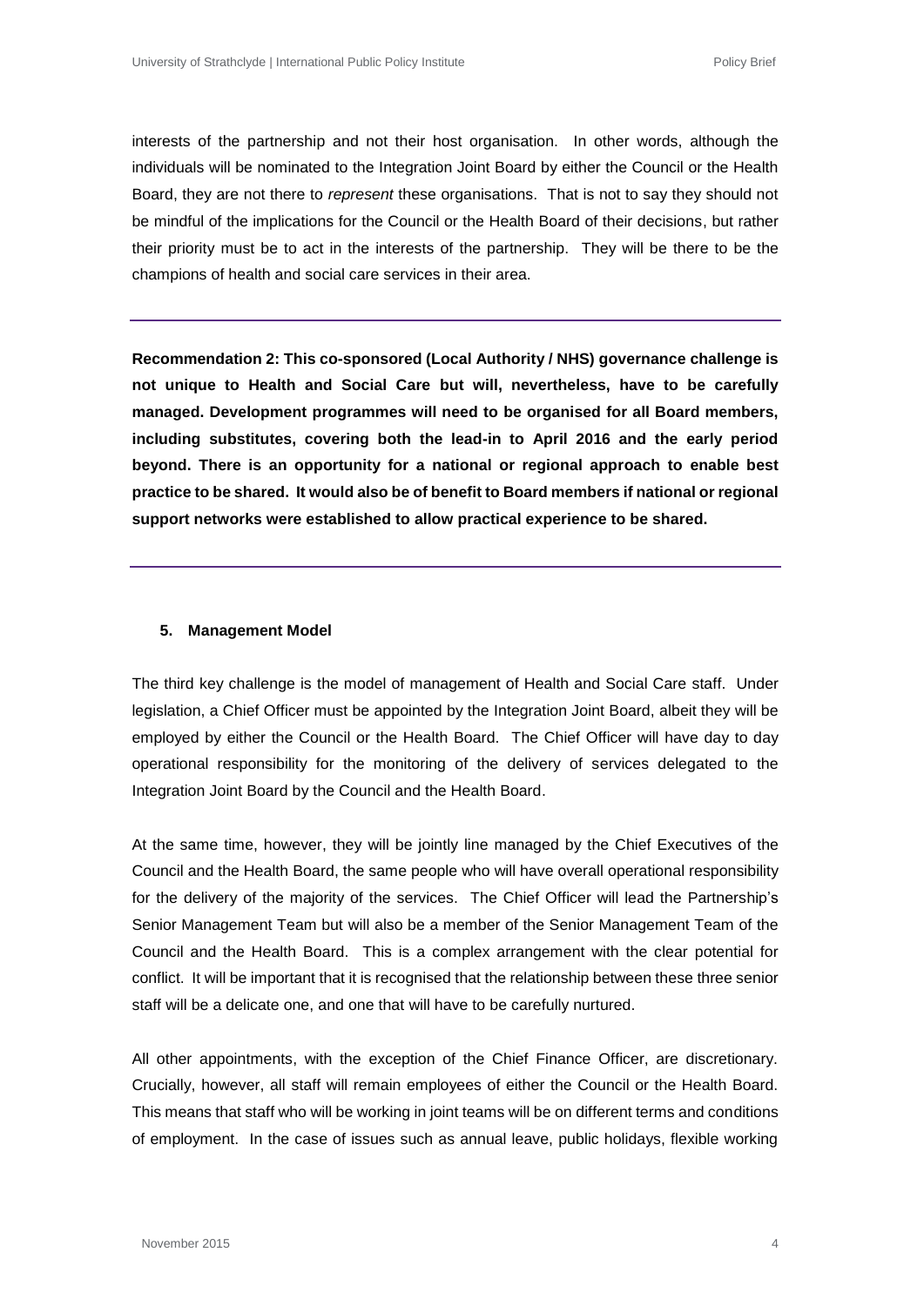interests of the partnership and not their host organisation. In other words, although the individuals will be nominated to the Integration Joint Board by either the Council or the Health Board, they are not there to *represent* these organisations. That is not to say they should not be mindful of the implications for the Council or the Health Board of their decisions, but rather their priority must be to act in the interests of the partnership. They will be there to be the champions of health and social care services in their area.

---

**Recommendation 2: This co-sponsored (Local Authority / NHS) governance challenge is not unique to Health and Social Care but will, nevertheless, have to be carefully managed. Development programmes will need to be organised for all Board members, including substitutes, covering both the lead-in to April 2016 and the early period beyond. There is an opportunity for a national or regional approach to enable best practice to be shared. It would also be of benefit to Board members if national or regional support networks were established to allow practical experience to be shared.**

---

### 5. Management Model

The third key challenge is the model of management of Health and Social Care staff. Under legislation, a Chief Officer must be appointed by the Integration Joint Board, albeit they will be employed by either the Council or the Health Board. The Chief Officer will have day to day operational responsibility for the monitoring of the delivery of services delegated to the Integration Joint Board by the Council and the Health Board.

At the same time, however, they will be jointly line managed by the Chief Executives of the Council and the Health Board, the same people who will have overall operational responsibility for the delivery of the majority of the services. The Chief Officer will lead the Partnership's Senior Management Team but will also be a member of the Senior Management Team of the Council and the Health Board. This is a complex arrangement with the clear potential for conflict. It will be important that it is recognised that the relationship between these three senior staff will be a delicate one, and one that will have to be carefully nurtured.

All other appointments, with the exception of the Chief Finance Officer, are discretionary. Crucially, however, all staff will remain employees of either the Council or the Health Board. This means that staff who will be working in joint teams will be on different terms and conditions of employment. In the case of issues such as annual leave, public holidays, flexible working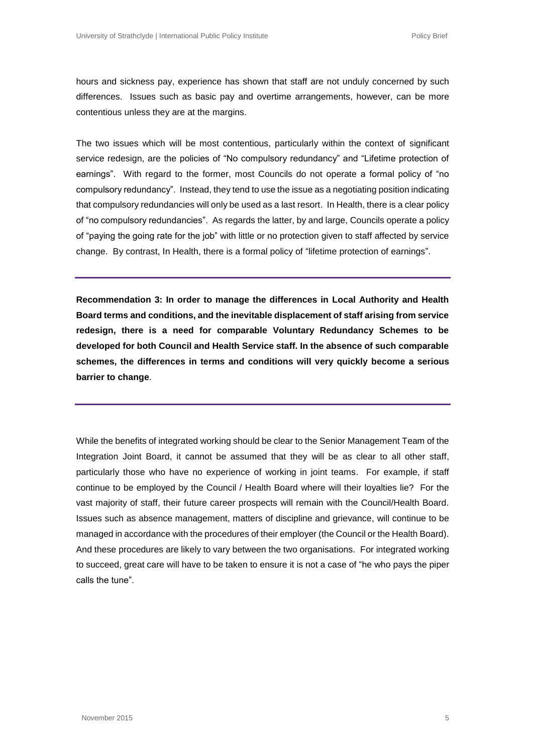hours and sickness pay, experience has shown that staff are not unduly concerned by such differences. Issues such as basic pay and overtime arrangements, however, can be more contentious unless they are at the margins.

The two issues which will be most contentious, particularly within the context of significant service redesign, are the policies of "No compulsory redundancy" and "Lifetime protection of earnings". With regard to the former, most Councils do not operate a formal policy of "no compulsory redundancy". Instead, they tend to use the issue as a negotiating position indicating that compulsory redundancies will only be used as a last resort. In Health, there is a clear policy of "no compulsory redundancies". As regards the latter, by and large, Councils operate a policy of "paying the going rate for the job" with little or no protection given to staff affected by service change. By contrast, In Health, there is a formal policy of "lifetime protection of earnings".

---

**Recommendation 3: In order to manage the differences in Local Authority and Health Board terms and conditions, and the inevitable displacement of staff arising from service redesign, there is a need for comparable Voluntary Redundancy Schemes to be developed for both Council and Health Service staff. In the absence of such comparable schemes, the differences in terms and conditions will very quickly become a serious barrier to change**.

---

While the benefits of integrated working should be clear to the Senior Management Team of the Integration Joint Board, it cannot be assumed that they will be as clear to all other staff, particularly those who have no experience of working in joint teams. For example, if staff continue to be employed by the Council / Health Board where will their loyalties lie? For the vast majority of staff, their future career prospects will remain with the Council/Health Board. Issues such as absence management, matters of discipline and grievance, will continue to be managed in accordance with the procedures of their employer (the Council or the Health Board). And these procedures are likely to vary between the two organisations. For integrated working to succeed, great care will have to be taken to ensure it is not a case of "he who pays the piper calls the tune".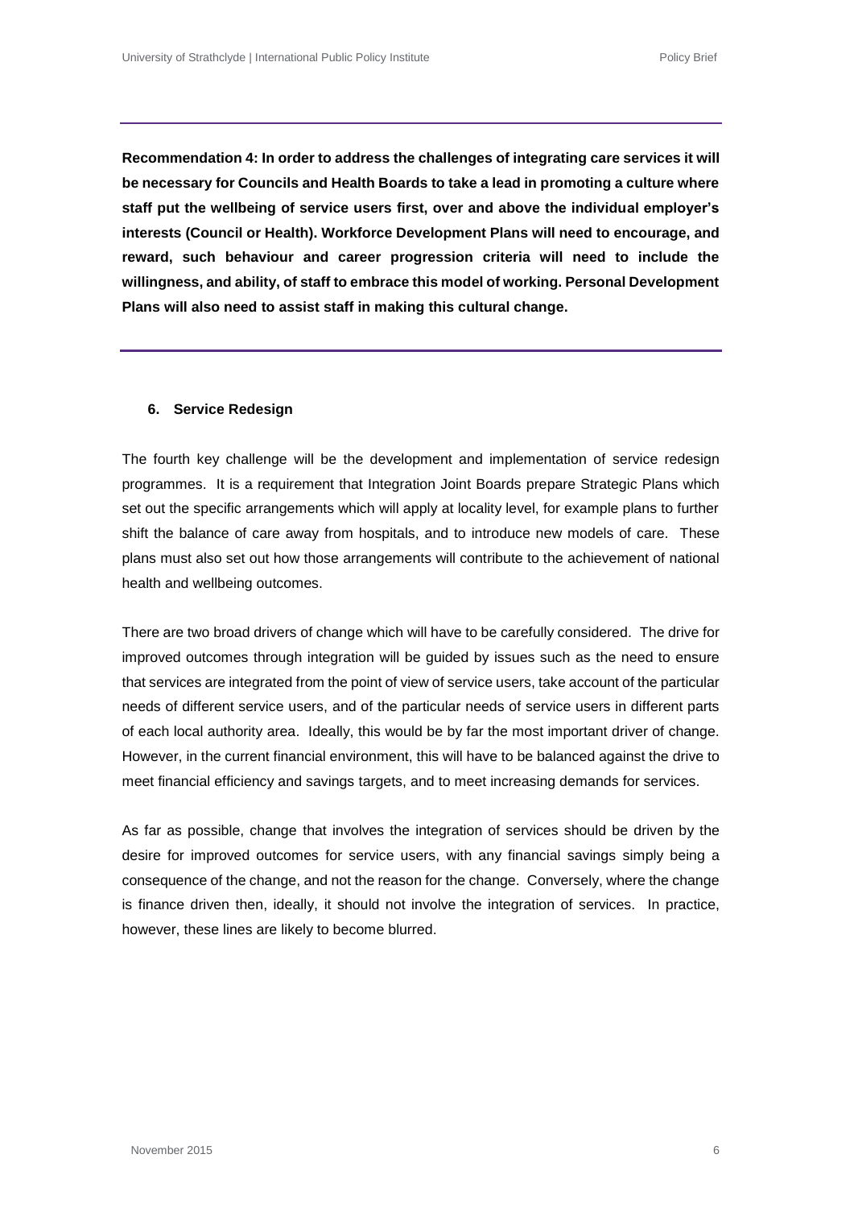**Recommendation 4: In order to address the challenges of integrating care services it will be necessary for Councils and Health Boards to take a lead in promoting a culture where staff put the wellbeing of service users first, over and above the individual employer's interests (Council or Health). Workforce Development Plans will need to encourage, and reward, such behaviour and career progression criteria will need to include the willingness, and ability, of staff to embrace this model of working. Personal Development Plans will also need to assist staff in making this cultural change.**

## 6. Service Redesign

The fourth key challenge will be the development and implementation of service redesign programmes. It is a requirement that Integration Joint Boards prepare Strategic Plans which set out the specific arrangements which will apply at locality level, for example plans to further shift the balance of care away from hospitals, and to introduce new models of care. These plans must also set out how those arrangements will contribute to the achievement of national health and wellbeing outcomes.

There are two broad drivers of change which will have to be carefully considered. The drive for improved outcomes through integration will be guided by issues such as the need to ensure that services are integrated from the point of view of service users, take account of the particular needs of different service users, and of the particular needs of service users in different parts of each local authority area. Ideally, this would be by far the most important driver of change. However, in the current financial environment, this will have to be balanced against the drive to meet financial efficiency and savings targets, and to meet increasing demands for services.

As far as possible, change that involves the integration of services should be driven by the desire for improved outcomes for service users, with any financial savings simply being a consequence of the change, and not the reason for the change. Conversely, where the change is finance driven then, ideally, it should not involve the integration of services. In practice, however, these lines are likely to become blurred.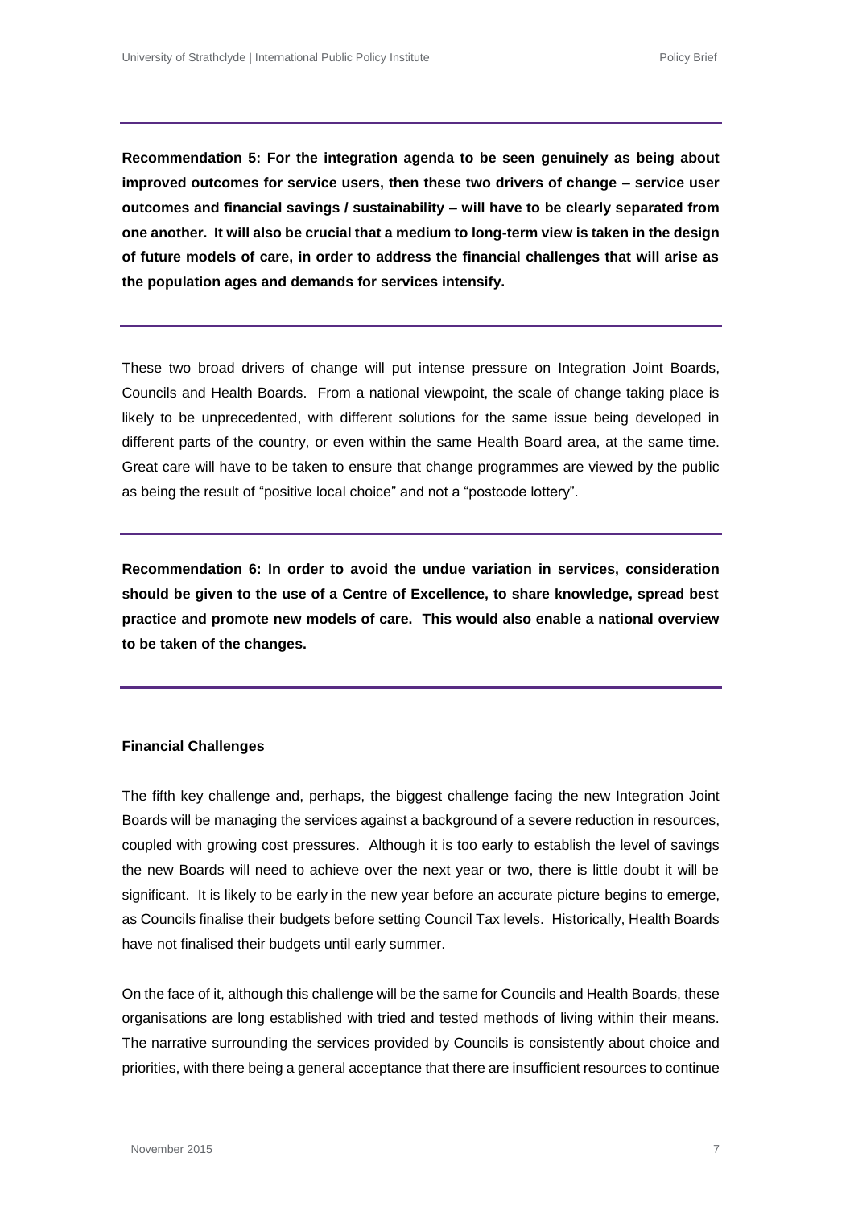**Recommendation 5: For the integration agenda to be seen genuinely as being about improved outcomes for service users, then these two drivers of change – service user outcomes and financial savings / sustainability – will have to be clearly separated from one another. It will also be crucial that a medium to long-term view is taken in the design of future models of care, in order to address the financial challenges that will arise as the population ages and demands for services intensify.**

These two broad drivers of change will put intense pressure on Integration Joint Boards, Councils and Health Boards. From a national viewpoint, the scale of change taking place is likely to be unprecedented, with different solutions for the same issue being developed in different parts of the country, or even within the same Health Board area, at the same time. Great care will have to be taken to ensure that change programmes are viewed by the public as being the result of "positive local choice" and not a "postcode lottery".

**Recommendation 6: In order to avoid the undue variation in services, consideration should be given to the use of a Centre of Excellence, to share knowledge, spread best practice and promote new models of care. This would also enable a national overview to be taken of the changes.**

**Financial Challenges**

The fifth key challenge and, perhaps, the biggest challenge facing the new Integration Joint Boards will be managing the services against a background of a severe reduction in resources, coupled with growing cost pressures. Although it is too early to establish the level of savings the new Boards will need to achieve over the next year or two, there is little doubt it will be significant. It is likely to be early in the new year before an accurate picture begins to emerge, as Councils finalise their budgets before setting Council Tax levels. Historically, Health Boards have not finalised their budgets until early summer.

On the face of it, although this challenge will be the same for Councils and Health Boards, these organisations are long established with tried and tested methods of living within their means. The narrative surrounding the services provided by Councils is consistently about choice and priorities, with there being a general acceptance that there are insufficient resources to continue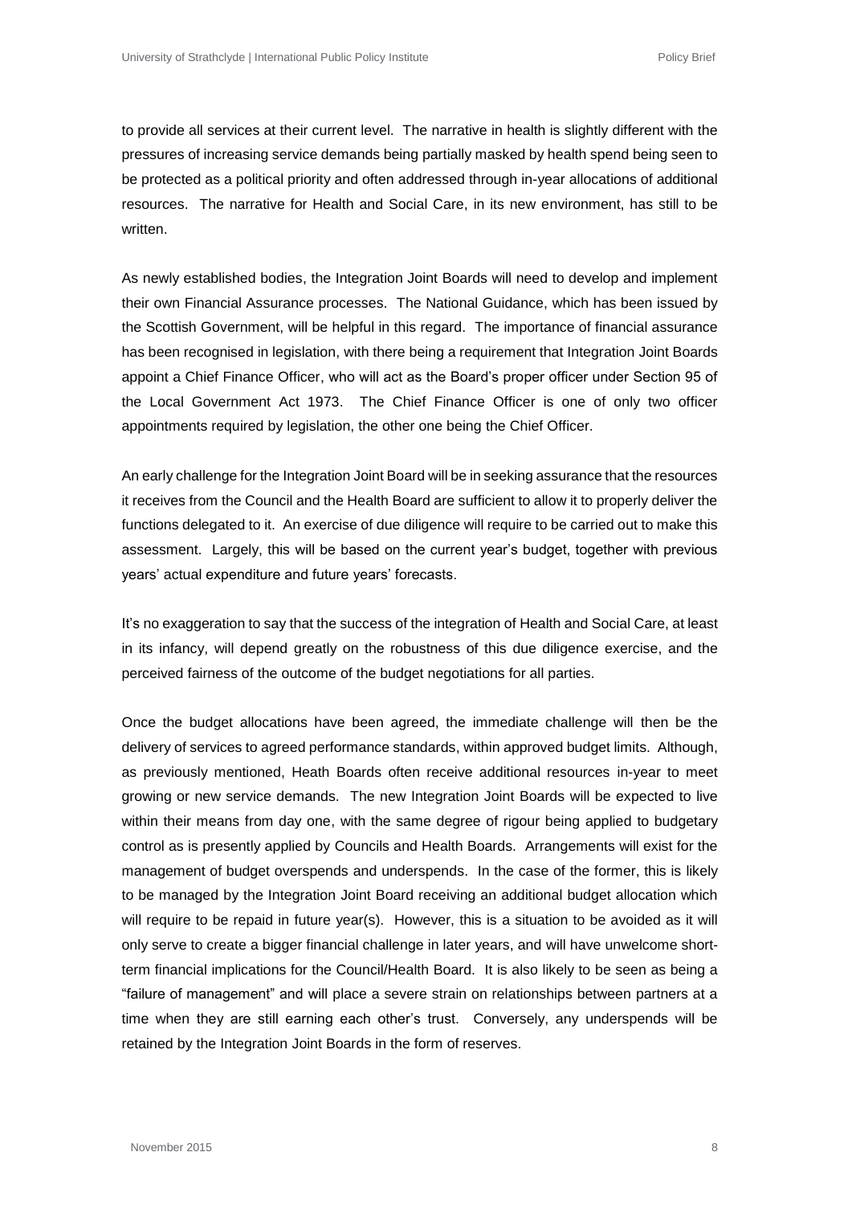to provide all services at their current level. The narrative in health is slightly different with the pressures of increasing service demands being partially masked by health spend being seen to be protected as a political priority and often addressed through in-year allocations of additional resources. The narrative for Health and Social Care, in its new environment, has still to be written.

As newly established bodies, the Integration Joint Boards will need to develop and implement their own Financial Assurance processes. The National Guidance, which has been issued by the Scottish Government, will be helpful in this regard. The importance of financial assurance has been recognised in legislation, with there being a requirement that Integration Joint Boards appoint a Chief Finance Officer, who will act as the Board's proper officer under Section 95 of the Local Government Act 1973. The Chief Finance Officer is one of only two officer appointments required by legislation, the other one being the Chief Officer.

An early challenge for the Integration Joint Board will be in seeking assurance that the resources it receives from the Council and the Health Board are sufficient to allow it to properly deliver the functions delegated to it. An exercise of due diligence will require to be carried out to make this assessment. Largely, this will be based on the current year's budget, together with previous years' actual expenditure and future years' forecasts.

It's no exaggeration to say that the success of the integration of Health and Social Care, at least in its infancy, will depend greatly on the robustness of this due diligence exercise, and the perceived fairness of the outcome of the budget negotiations for all parties.

Once the budget allocations have been agreed, the immediate challenge will then be the delivery of services to agreed performance standards, within approved budget limits. Although, as previously mentioned, Heath Boards often receive additional resources in-year to meet growing or new service demands. The new Integration Joint Boards will be expected to live within their means from day one, with the same degree of rigour being applied to budgetary control as is presently applied by Councils and Health Boards. Arrangements will exist for the management of budget overspends and underspends. In the case of the former, this is likely to be managed by the Integration Joint Board receiving an additional budget allocation which will require to be repaid in future year(s). However, this is a situation to be avoided as it will only serve to create a bigger financial challenge in later years, and will have unwelcome short-term financial implications for the Council/Health Board. It is also likely to be seen as being a "failure of management" and will place a severe strain on relationships between partners at a time when they are still earning each other's trust. Conversely, any underspends will be retained by the Integration Joint Boards in the form of reserves.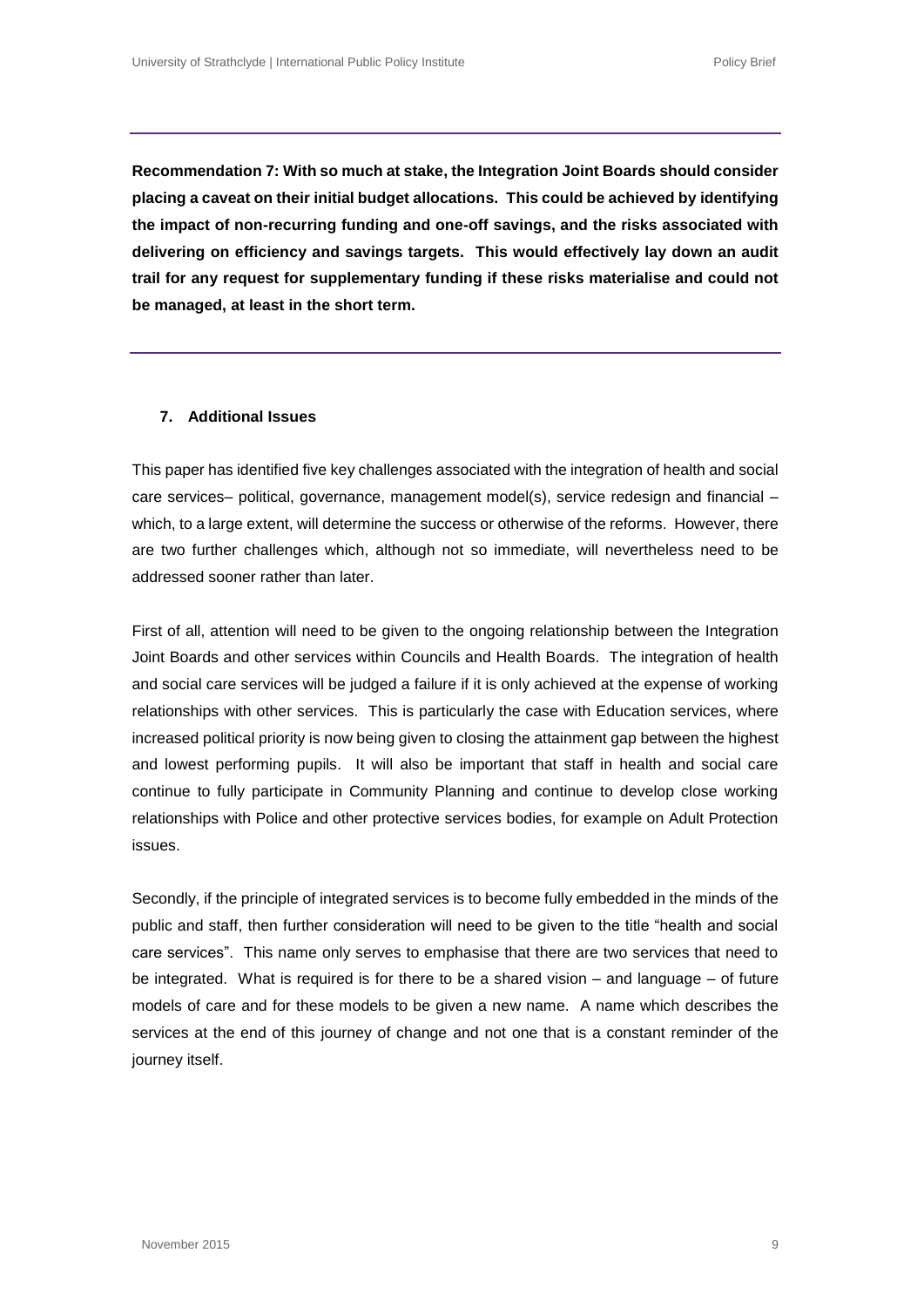**Recommendation 7: With so much at stake, the Integration Joint Boards should consider placing a caveat on their initial budget allocations. This could be achieved by identifying the impact of non-recurring funding and one-off savings, and the risks associated with delivering on efficiency and savings targets. This would effectively lay down an audit trail for any request for supplementary funding if these risks materialise and could not be managed, at least in the short term.**

## 7. Additional Issues

This paper has identified five key challenges associated with the integration of health and social care services– political, governance, management model(s), service redesign and financial – which, to a large extent, will determine the success or otherwise of the reforms. However, there are two further challenges which, although not so immediate, will nevertheless need to be addressed sooner rather than later.

First of all, attention will need to be given to the ongoing relationship between the Integration Joint Boards and other services within Councils and Health Boards. The integration of health and social care services will be judged a failure if it is only achieved at the expense of working relationships with other services. This is particularly the case with Education services, where increased political priority is now being given to closing the attainment gap between the highest and lowest performing pupils. It will also be important that staff in health and social care continue to fully participate in Community Planning and continue to develop close working relationships with Police and other protective services bodies, for example on Adult Protection issues.

Secondly, if the principle of integrated services is to become fully embedded in the minds of the public and staff, then further consideration will need to be given to the title "health and social care services". This name only serves to emphasise that there are two services that need to be integrated. What is required is for there to be a shared vision – and language – of future models of care and for these models to be given a new name. A name which describes the services at the end of this journey of change and not one that is a constant reminder of the journey itself.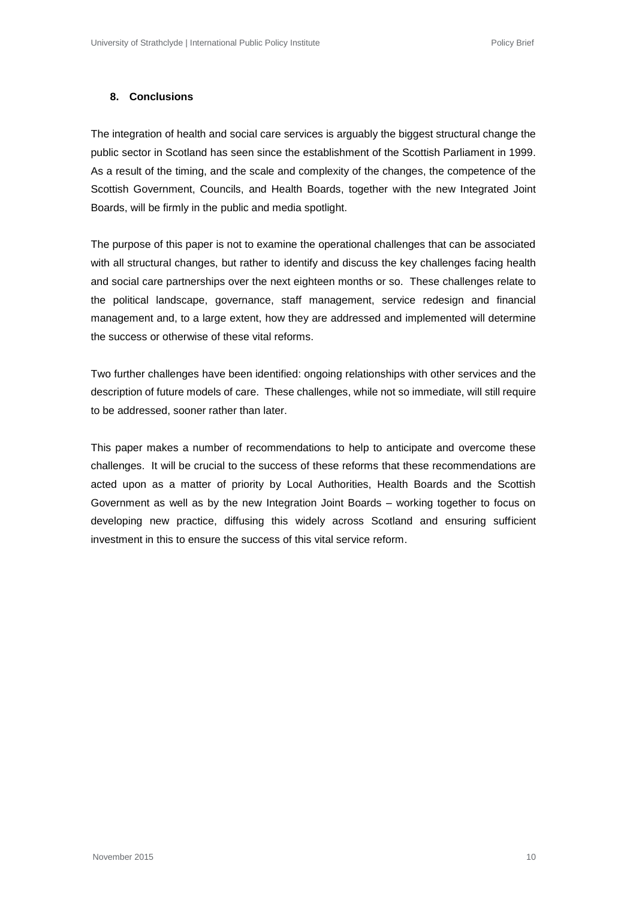## 8. Conclusions

The integration of health and social care services is arguably the biggest structural change the public sector in Scotland has seen since the establishment of the Scottish Parliament in 1999. As a result of the timing, and the scale and complexity of the changes, the competence of the Scottish Government, Councils, and Health Boards, together with the new Integrated Joint Boards, will be firmly in the public and media spotlight.

The purpose of this paper is not to examine the operational challenges that can be associated with all structural changes, but rather to identify and discuss the key challenges facing health and social care partnerships over the next eighteen months or so. These challenges relate to the political landscape, governance, staff management, service redesign and financial management and, to a large extent, how they are addressed and implemented will determine the success or otherwise of these vital reforms.

Two further challenges have been identified: ongoing relationships with other services and the description of future models of care. These challenges, while not so immediate, will still require to be addressed, sooner rather than later.

This paper makes a number of recommendations to help to anticipate and overcome these challenges. It will be crucial to the success of these reforms that these recommendations are acted upon as a matter of priority by Local Authorities, Health Boards and the Scottish Government as well as by the new Integration Joint Boards – working together to focus on developing new practice, diffusing this widely across Scotland and ensuring sufficient investment in this to ensure the success of this vital service reform.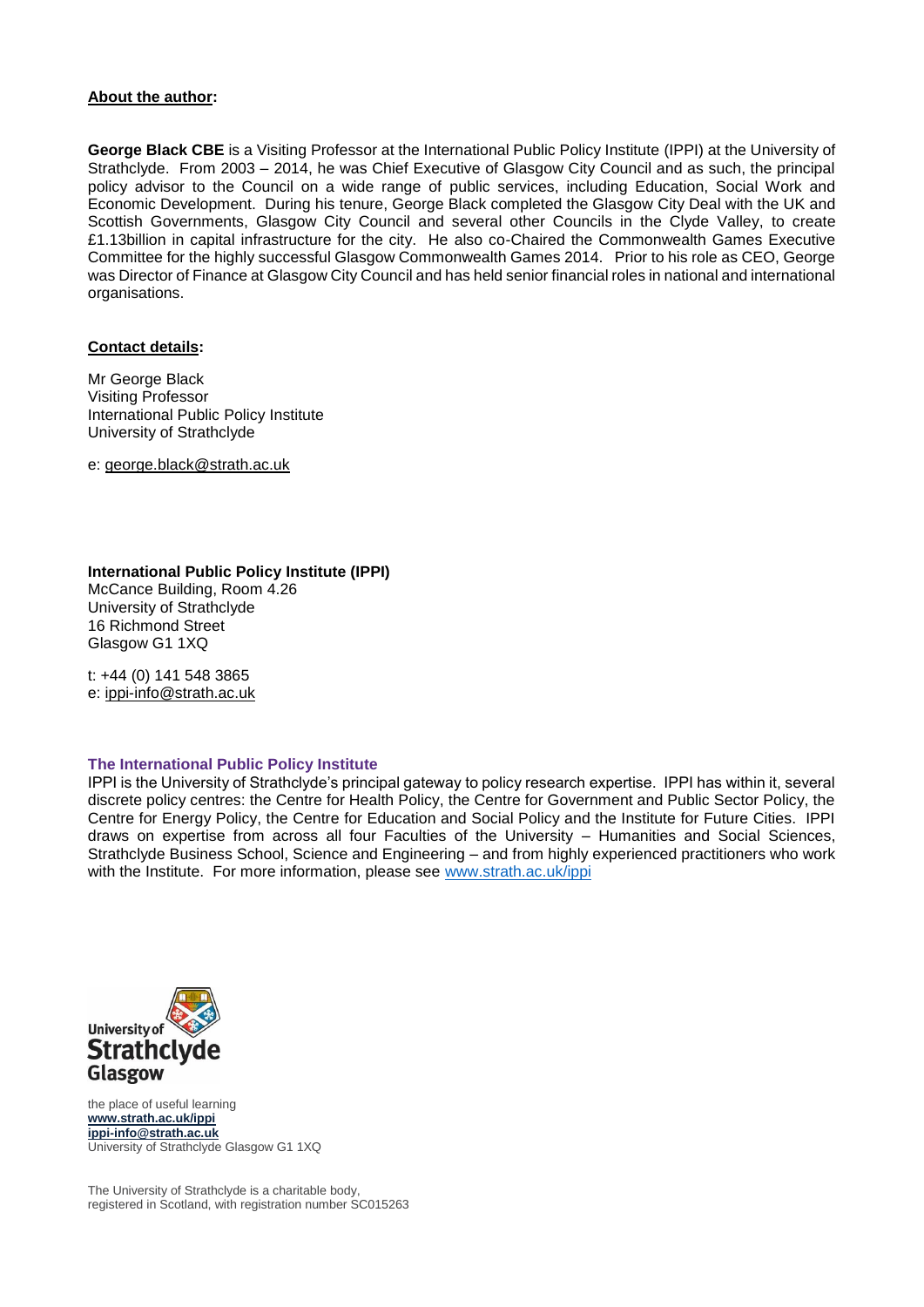**About the author:**

**George Black CBE** is a Visiting Professor at the International Public Policy Institute (IPPI) at the University of Strathclyde. From 2003 – 2014, he was Chief Executive of Glasgow City Council and as such, the principal policy advisor to the Council on a wide range of public services, including Education, Social Work and Economic Development. During his tenure, George Black completed the Glasgow City Deal with the UK and Scottish Governments, Glasgow City Council and several other Councils in the Clyde Valley, to create £1.13billion in capital infrastructure for the city. He also co-Chaired the Commonwealth Games Executive Committee for the highly successful Glasgow Commonwealth Games 2014. Prior to his role as CEO, George was Director of Finance at Glasgow City Council and has held senior financial roles in national and international organisations.

**Contact details:**

Mr George Black
Visiting Professor
International Public Policy Institute
University of Strathclyde

e: george.black@strath.ac.uk

**International Public Policy Institute (IPPI)**
McCance Building, Room 4.26
University of Strathclyde
16 Richmond Street
Glasgow G1 1XQ

t: +44 (0) 141 548 3865
e: ippi-info@strath.ac.uk

**The International Public Policy Institute**

IPPI is the University of Strathclyde's principal gateway to policy research expertise. IPPI has within it, several discrete policy centres: the Centre for Health Policy, the Centre for Government and Public Sector Policy, the Centre for Energy Policy, the Centre for Education and Social Policy and the Institute for Future Cities. IPPI draws on expertise from across all four Faculties of the University – Humanities and Social Sciences, Strathclyde Business School, Science and Engineering – and from highly experienced practitioners who work with the Institute. For more information, please see www.strath.ac.uk/ippi

University of Strathclyde Glasgow

the place of useful learning
**www.strath.ac.uk/ippi**
**ippi-info@strath.ac.uk**
University of Strathclyde Glasgow G1 1XQ

The University of Strathclyde is a charitable body, registered in Scotland, with registration number SC015263